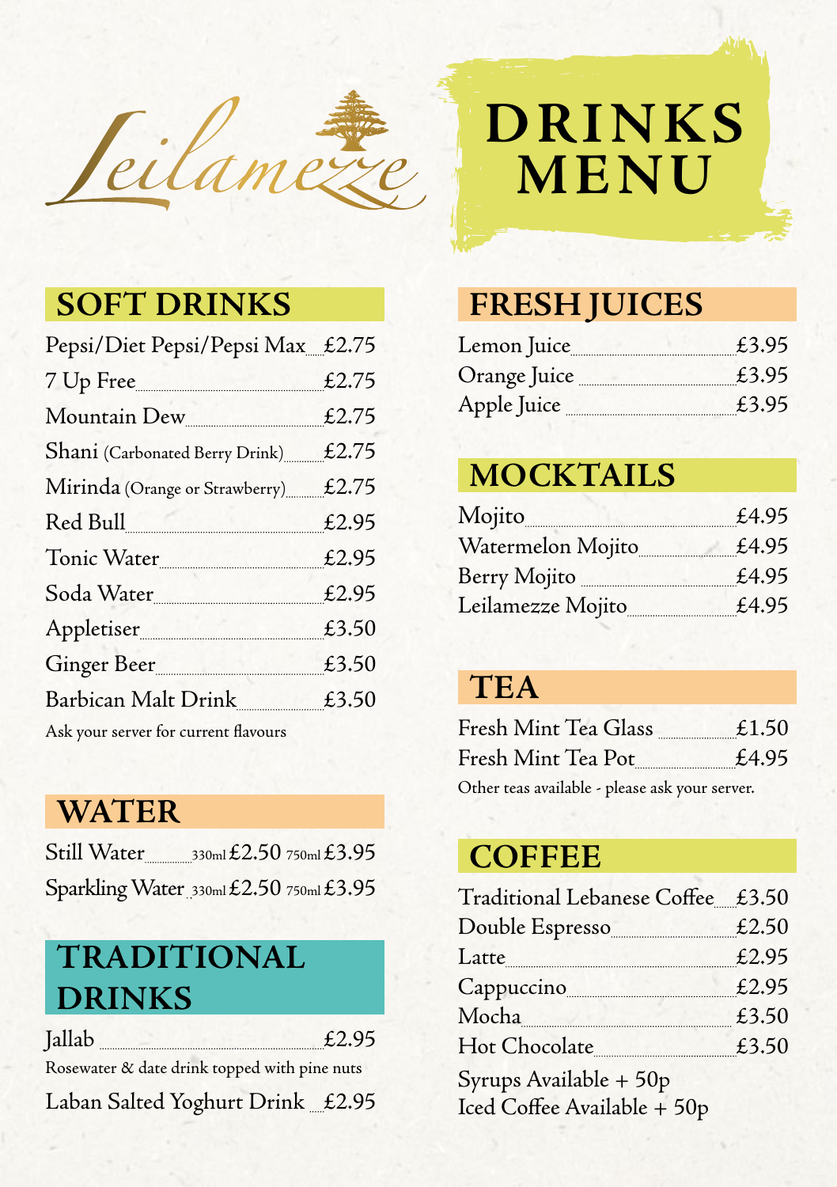# Leilamezze

# DRINKS MENU

## SOFT DRINKS

| | |
|---|---|
| Pepsi/Diet Pepsi/Pepsi Max | £2.75 |
| 7 Up Free | £2.75 |
| Mountain Dew | £2.75 |
| Shani (Carbonated Berry Drink) | £2.75 |
| Mirinda (Orange or Strawberry) | £2.75 |
| Red Bull | £2.95 |
| Tonic Water | £2.95 |
| Soda Water | £2.95 |
| Appletiser | £3.50 |
| Ginger Beer | £3.50 |
| Barbican Malt Drink | £3.50 |

Ask your server for current flavours

## WATER

| | 330ml | 750ml |
|---|---|---|
| Still Water | £2.50 | £3.95 |
| Sparkling Water | £2.50 | £3.95 |

## TRADITIONAL DRINKS

| | |
|---|---|
| Jallab | £2.95 |

Rosewater & date drink topped with pine nuts

| | |
|---|---|
| Laban Salted Yoghurt Drink | £2.95 |

## FRESH JUICES

| | |
|---|---|
| Lemon Juice | £3.95 |
| Orange Juice | £3.95 |
| Apple Juice | £3.95 |

## MOCKTAILS

| | |
|---|---|
| Mojito | £4.95 |
| Watermelon Mojito | £4.95 |
| Berry Mojito | £4.95 |
| Leilamezze Mojito | £4.95 |

## TEA

| | |
|---|---|
| Fresh Mint Tea Glass | £1.50 |
| Fresh Mint Tea Pot | £4.95 |

Other teas available - please ask your server.

## COFFEE

| | |
|---|---|
| Traditional Lebanese Coffee | £3.50 |
| Double Espresso | £2.50 |
| Latte | £2.95 |
| Cappuccino | £2.95 |
| Mocha | £3.50 |
| Hot Chocolate | £3.50 |

Syrups Available + 50p

Iced Coffee Available + 50p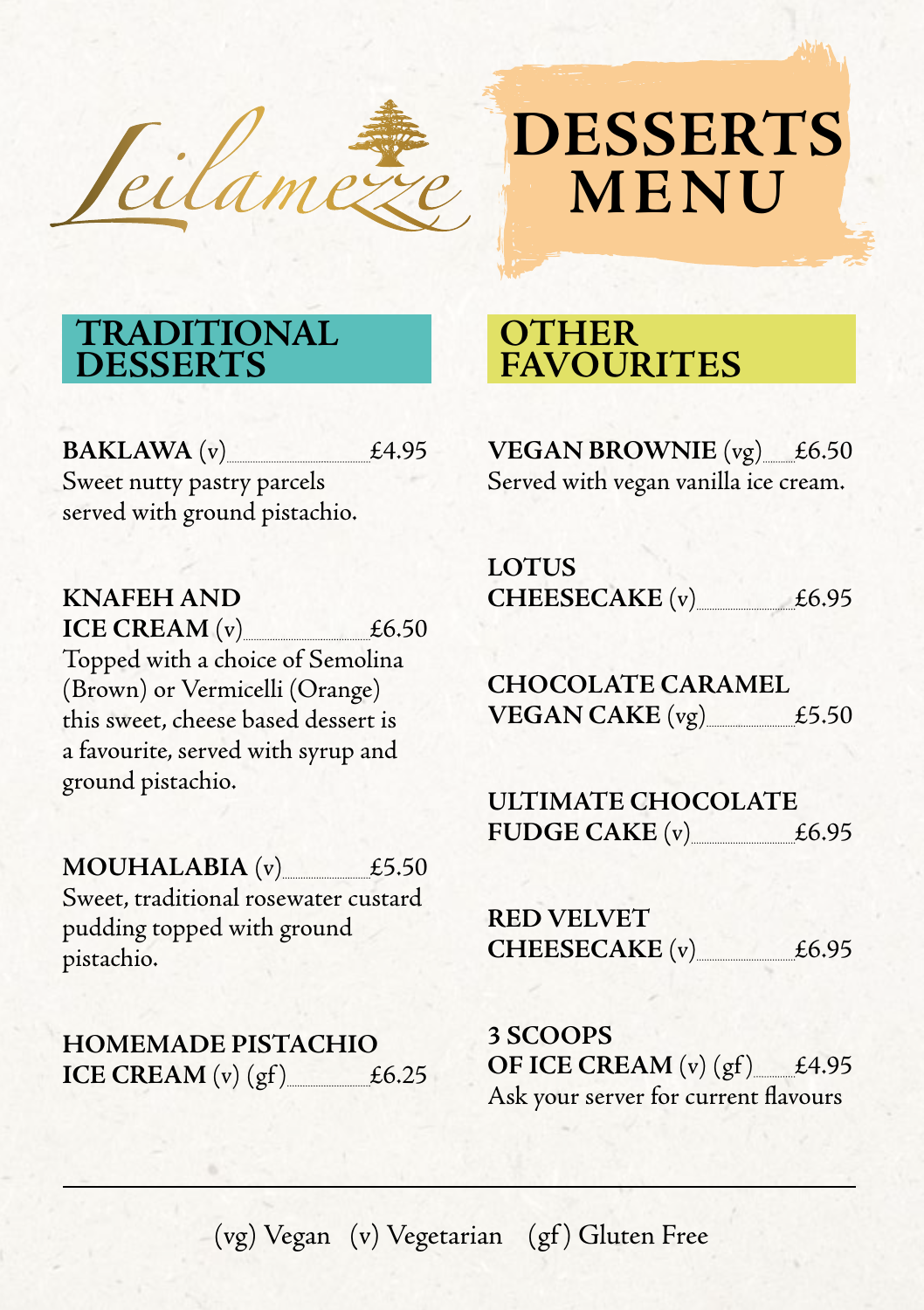Leilamezze

# DESSERTS MENU

## TRADITIONAL DESSERTS

**BAKLAWA** (v) £4.95
Sweet nutty pastry parcels served with ground pistachio.

**KNAFEH AND ICE CREAM** (v) £6.50
Topped with a choice of Semolina (Brown) or Vermicelli (Orange) this sweet, cheese based dessert is a favourite, served with syrup and ground pistachio.

**MOUHALABIA** (v) £5.50
Sweet, traditional rosewater custard pudding topped with ground pistachio.

**HOMEMADE PISTACHIO ICE CREAM** (v) (gf) £6.25

## OTHER FAVOURITES

**VEGAN BROWNIE** (vg) £6.50
Served with vegan vanilla ice cream.

**LOTUS CHEESECAKE** (v) £6.95

**CHOCOLATE CARAMEL VEGAN CAKE** (vg) £5.50

**ULTIMATE CHOCOLATE FUDGE CAKE** (v) £6.95

**RED VELVET CHEESECAKE** (v) £6.95

**3 SCOOPS OF ICE CREAM** (v) (gf) £4.95
Ask your server for current flavours

---

(vg) Vegan (v) Vegetarian (gf) Gluten Free